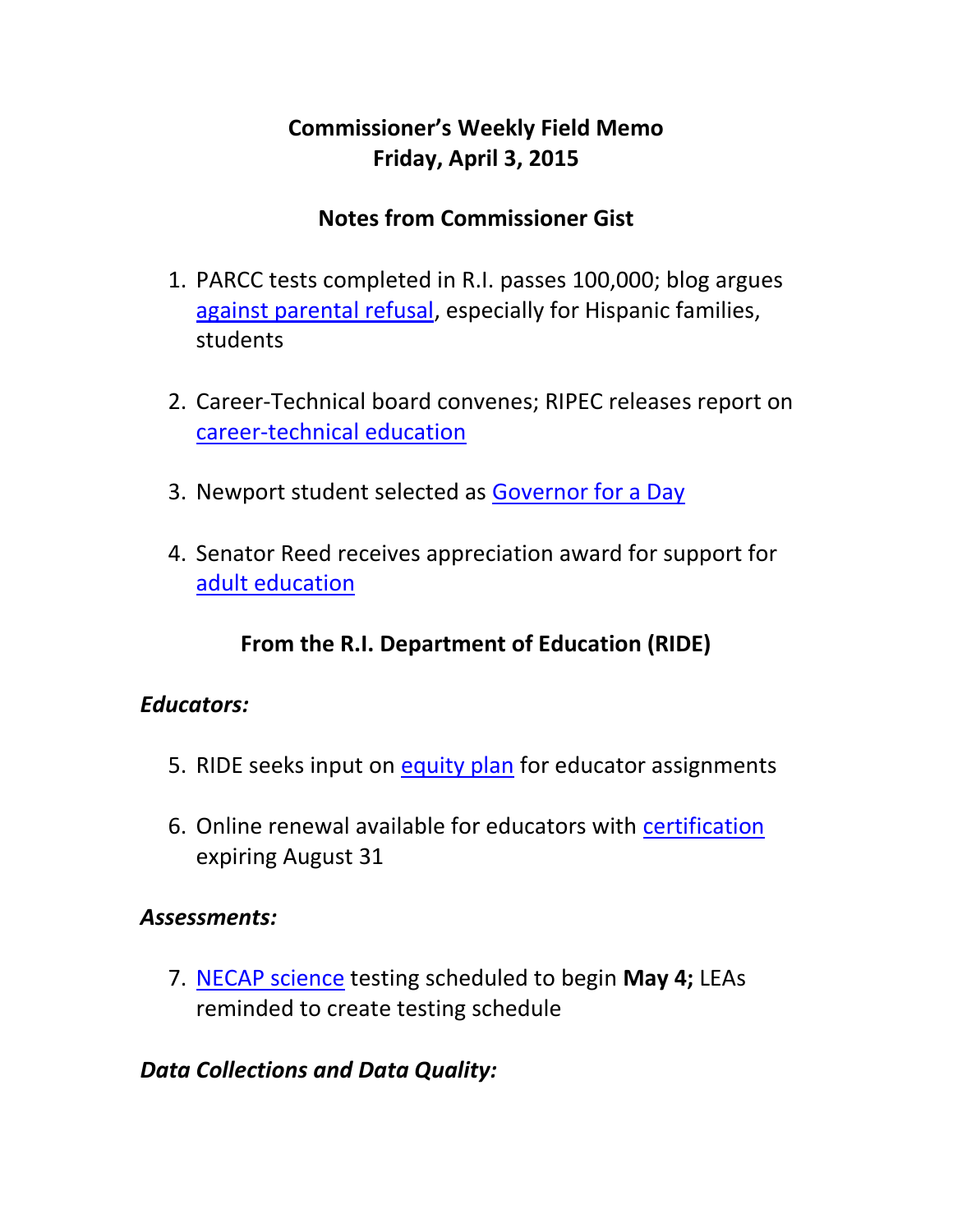# Commissioner's Weekly Field Memo
# Friday, April 3, 2015

## Notes from Commissioner Gist

1. PARCC tests completed in R.I. passes 100,000; blog argues against parental refusal, especially for Hispanic families, students

2. Career-Technical board convenes; RIPEC releases report on career-technical education

3. Newport student selected as Governor for a Day

4. Senator Reed receives appreciation award for support for adult education

## From the R.I. Department of Education (RIDE)

### *Educators:*

5. RIDE seeks input on equity plan for educator assignments

6. Online renewal available for educators with certification expiring August 31

### *Assessments:*

7. NECAP science testing scheduled to begin **May 4;** LEAs reminded to create testing schedule

### *Data Collections and Data Quality:*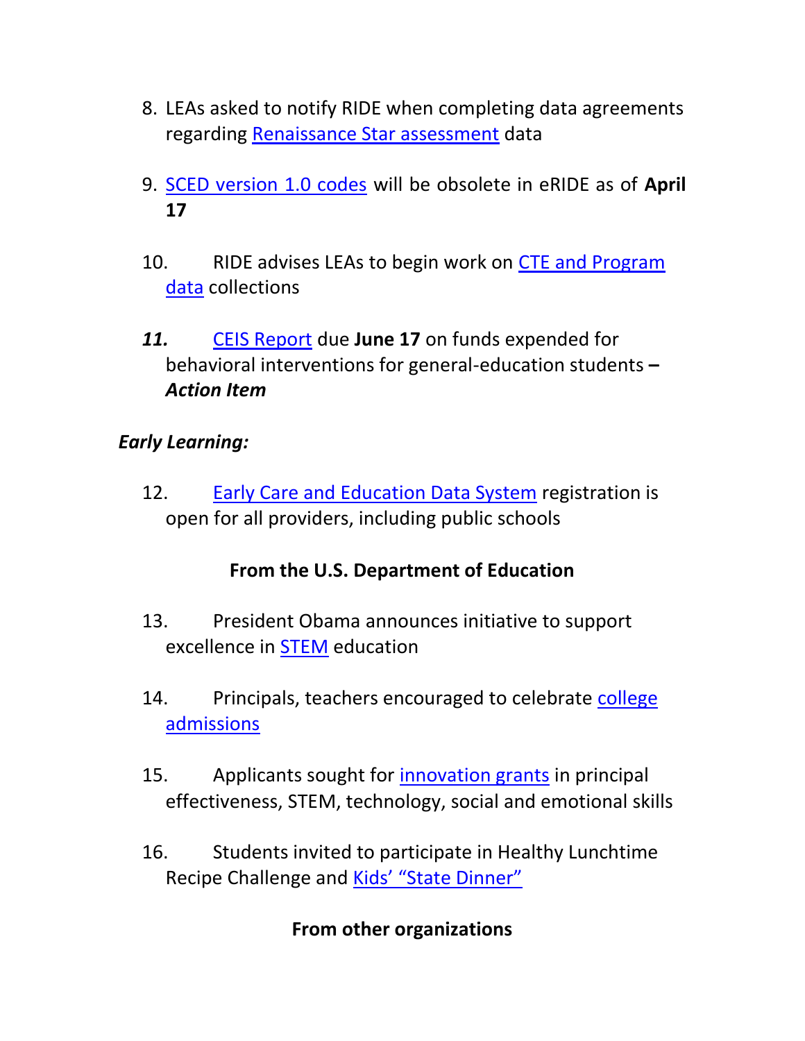8. LEAs asked to notify RIDE when completing data agreements regarding Renaissance Star assessment data

9. SCED version 1.0 codes will be obsolete in eRIDE as of **April 17**

10. RIDE advises LEAs to begin work on CTE and Program data collections

11. CEIS Report due **June 17** on funds expended for behavioral interventions for general-education students – ***Action Item***

*Early Learning:*

12. Early Care and Education Data System registration is open for all providers, including public schools

**From the U.S. Department of Education**

13. President Obama announces initiative to support excellence in STEM education

14. Principals, teachers encouraged to celebrate college admissions

15. Applicants sought for innovation grants in principal effectiveness, STEM, technology, social and emotional skills

16. Students invited to participate in Healthy Lunchtime Recipe Challenge and Kids' "State Dinner"

**From other organizations**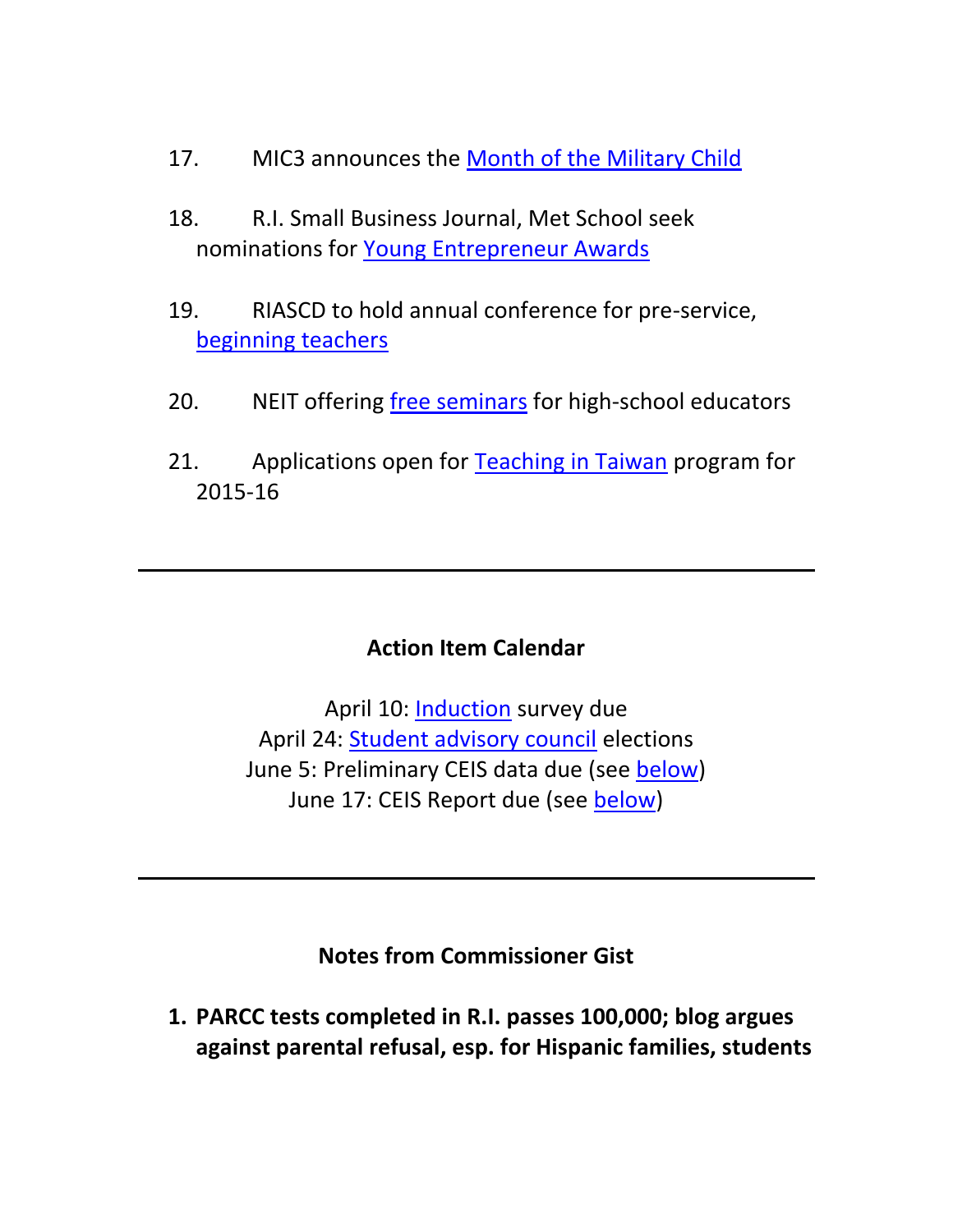17. MIC3 announces the Month of the Military Child

18. R.I. Small Business Journal, Met School seek nominations for Young Entrepreneur Awards

19. RIASCD to hold annual conference for pre-service, beginning teachers

20. NEIT offering free seminars for high-school educators

21. Applications open for Teaching in Taiwan program for 2015-16

---

**Action Item Calendar**

April 10: Induction survey due
April 24: Student advisory council elections
June 5: Preliminary CEIS data due (see below)
June 17: CEIS Report due (see below)

---

**Notes from Commissioner Gist**

1. **PARCC tests completed in R.I. passes 100,000; blog argues against parental refusal, esp. for Hispanic families, students**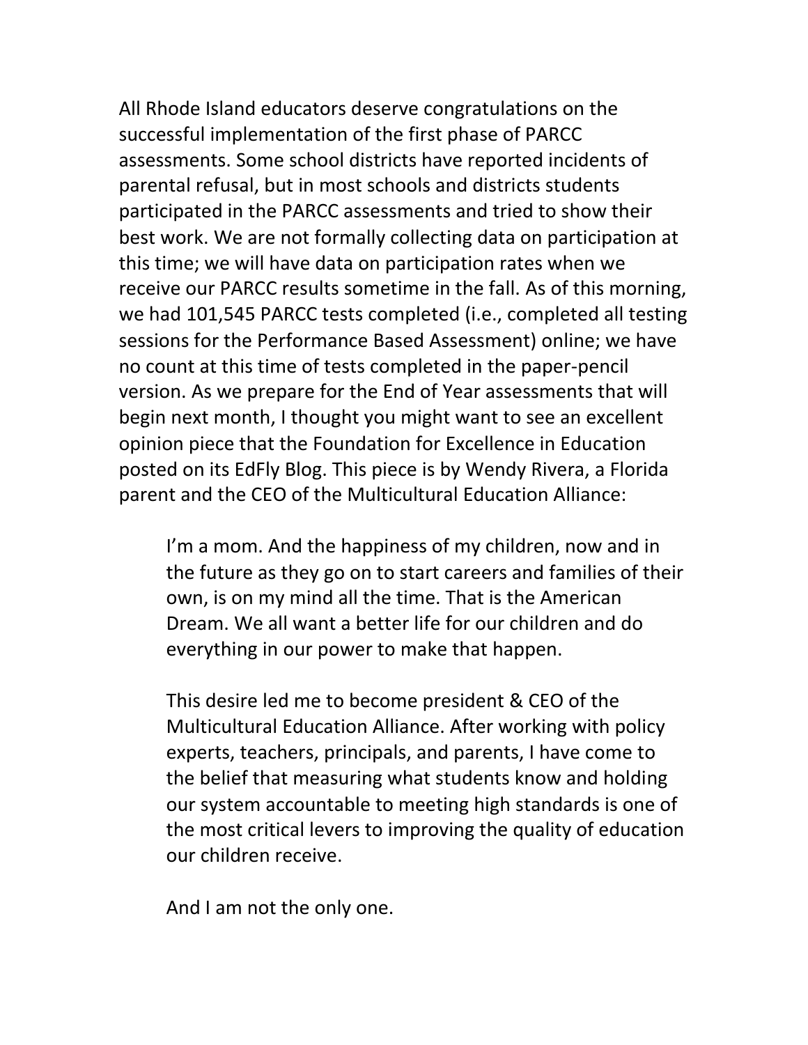All Rhode Island educators deserve congratulations on the successful implementation of the first phase of PARCC assessments. Some school districts have reported incidents of parental refusal, but in most schools and districts students participated in the PARCC assessments and tried to show their best work. We are not formally collecting data on participation at this time; we will have data on participation rates when we receive our PARCC results sometime in the fall. As of this morning, we had 101,545 PARCC tests completed (i.e., completed all testing sessions for the Performance Based Assessment) online; we have no count at this time of tests completed in the paper-pencil version. As we prepare for the End of Year assessments that will begin next month, I thought you might want to see an excellent opinion piece that the Foundation for Excellence in Education posted on its EdFly Blog. This piece is by Wendy Rivera, a Florida parent and the CEO of the Multicultural Education Alliance:

> I'm a mom. And the happiness of my children, now and in the future as they go on to start careers and families of their own, is on my mind all the time. That is the American Dream. We all want a better life for our children and do everything in our power to make that happen.
>
> This desire led me to become president & CEO of the Multicultural Education Alliance. After working with policy experts, teachers, principals, and parents, I have come to the belief that measuring what students know and holding our system accountable to meeting high standards is one of the most critical levers to improving the quality of education our children receive.
>
> And I am not the only one.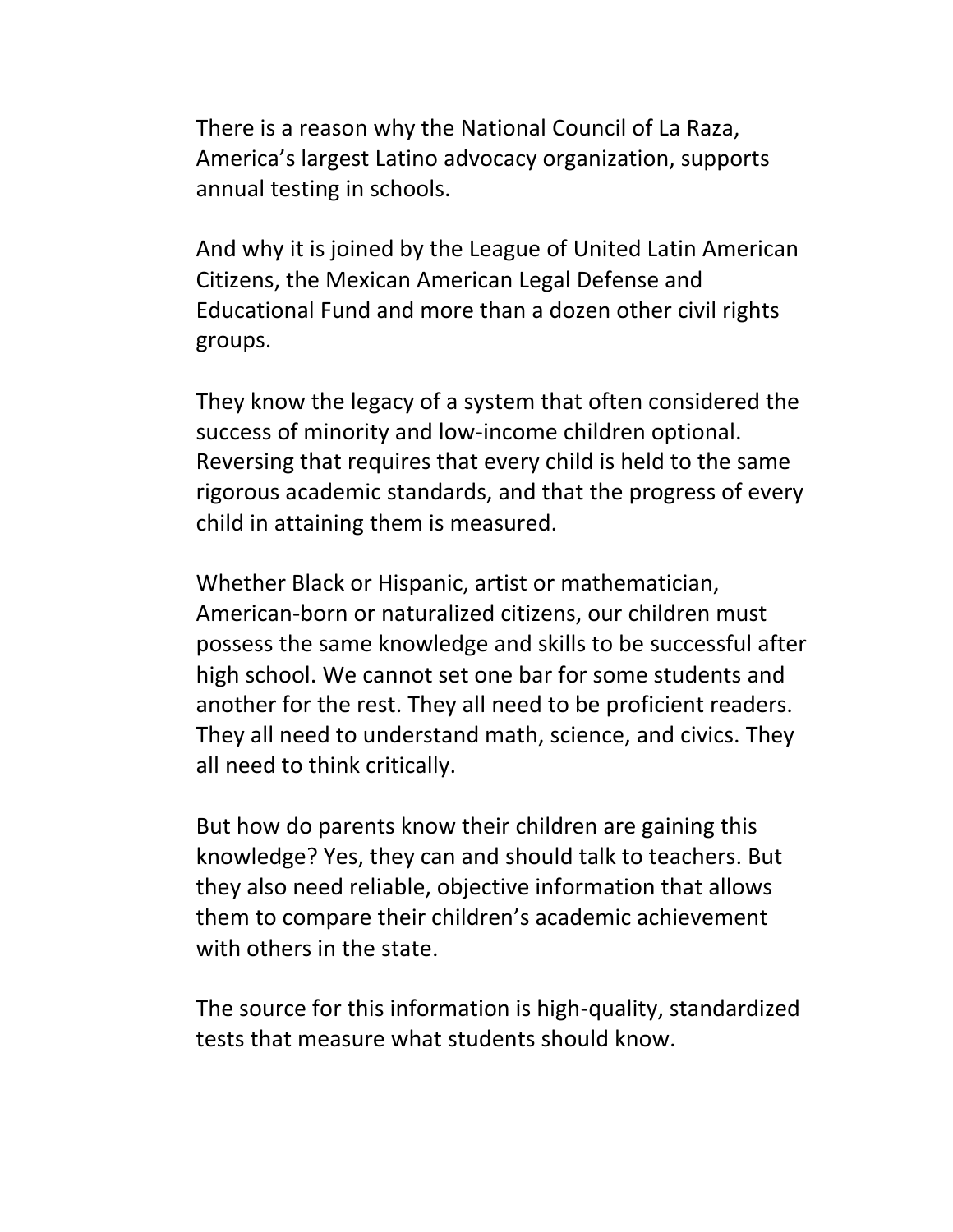There is a reason why the National Council of La Raza, America's largest Latino advocacy organization, supports annual testing in schools.

And why it is joined by the League of United Latin American Citizens, the Mexican American Legal Defense and Educational Fund and more than a dozen other civil rights groups.

They know the legacy of a system that often considered the success of minority and low-income children optional. Reversing that requires that every child is held to the same rigorous academic standards, and that the progress of every child in attaining them is measured.

Whether Black or Hispanic, artist or mathematician, American-born or naturalized citizens, our children must possess the same knowledge and skills to be successful after high school. We cannot set one bar for some students and another for the rest. They all need to be proficient readers. They all need to understand math, science, and civics. They all need to think critically.

But how do parents know their children are gaining this knowledge? Yes, they can and should talk to teachers. But they also need reliable, objective information that allows them to compare their children's academic achievement with others in the state.

The source for this information is high-quality, standardized tests that measure what students should know.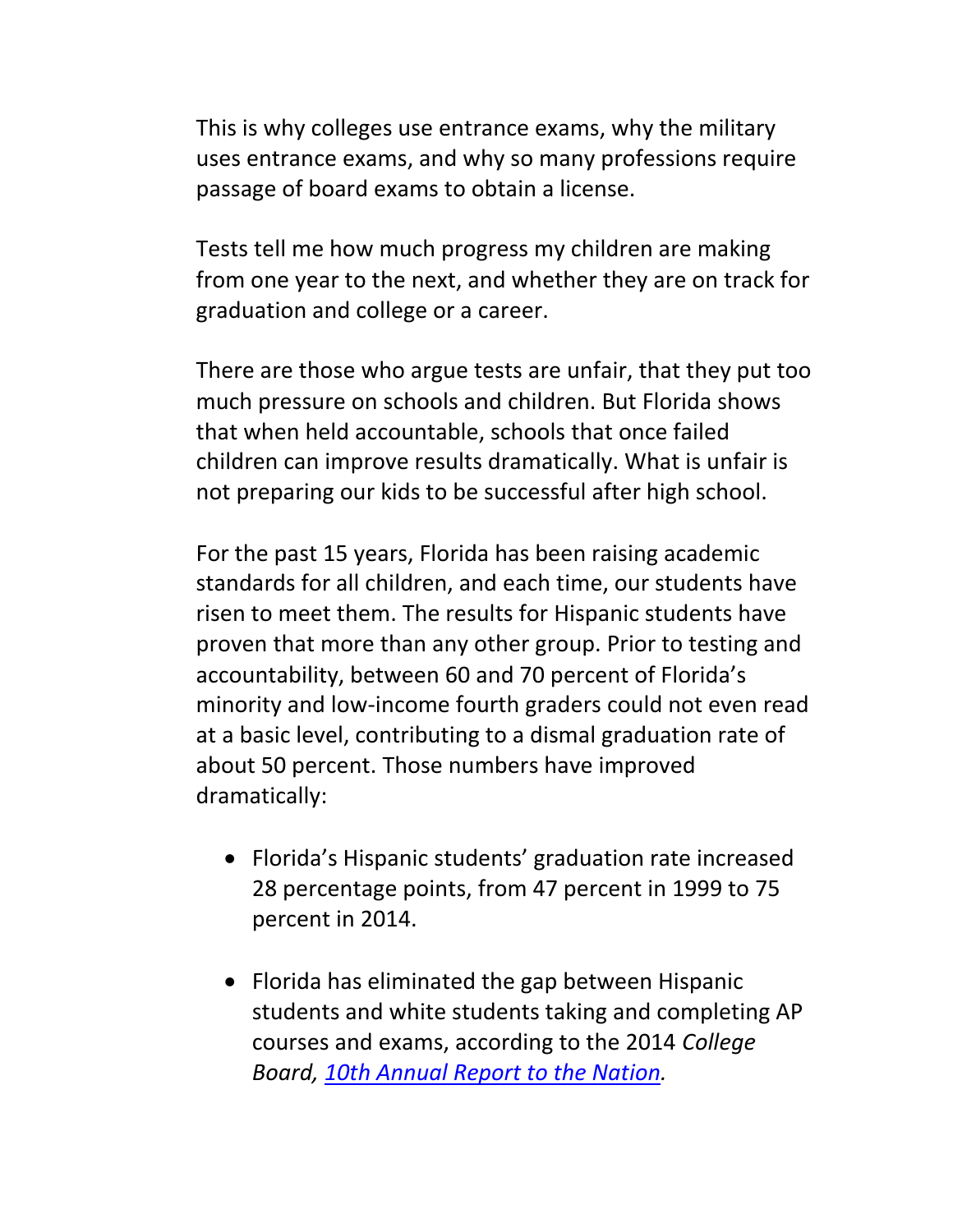This is why colleges use entrance exams, why the military uses entrance exams, and why so many professions require passage of board exams to obtain a license.

Tests tell me how much progress my children are making from one year to the next, and whether they are on track for graduation and college or a career.

There are those who argue tests are unfair, that they put too much pressure on schools and children. But Florida shows that when held accountable, schools that once failed children can improve results dramatically. What is unfair is not preparing our kids to be successful after high school.

For the past 15 years, Florida has been raising academic standards for all children, and each time, our students have risen to meet them. The results for Hispanic students have proven that more than any other group. Prior to testing and accountability, between 60 and 70 percent of Florida's minority and low-income fourth graders could not even read at a basic level, contributing to a dismal graduation rate of about 50 percent. Those numbers have improved dramatically:

- Florida's Hispanic students' graduation rate increased 28 percentage points, from 47 percent in 1999 to 75 percent in 2014.
- Florida has eliminated the gap between Hispanic students and white students taking and completing AP courses and exams, according to the 2014 *College Board, 10th Annual Report to the Nation.*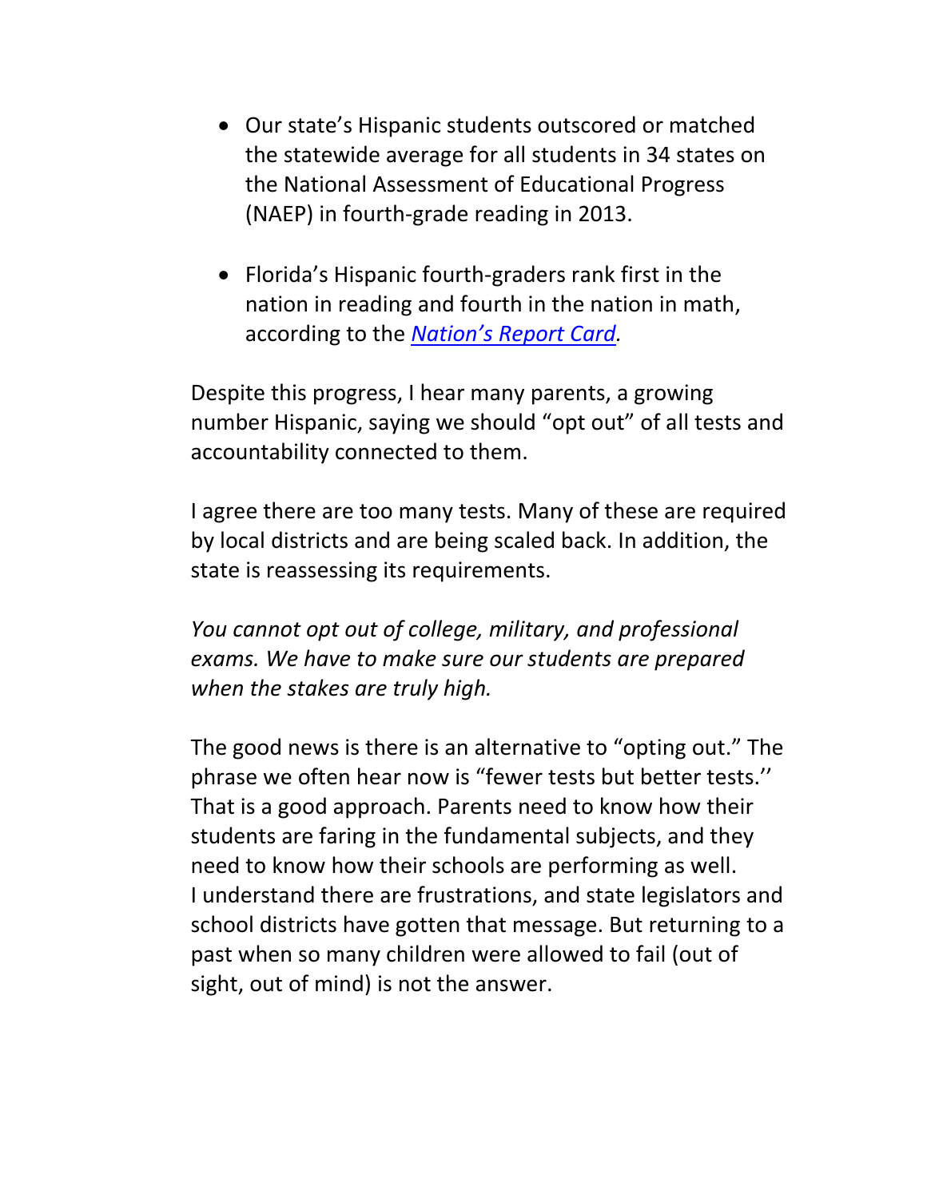- Our state's Hispanic students outscored or matched the statewide average for all students in 34 states on the National Assessment of Educational Progress (NAEP) in fourth-grade reading in 2013.

- Florida's Hispanic fourth-graders rank first in the nation in reading and fourth in the nation in math, according to the *Nation's Report Card*.

Despite this progress, I hear many parents, a growing number Hispanic, saying we should "opt out" of all tests and accountability connected to them.

I agree there are too many tests. Many of these are required by local districts and are being scaled back. In addition, the state is reassessing its requirements.

*You cannot opt out of college, military, and professional exams. We have to make sure our students are prepared when the stakes are truly high.*

The good news is there is an alternative to "opting out." The phrase we often hear now is "fewer tests but better tests.'' That is a good approach. Parents need to know how their students are faring in the fundamental subjects, and they need to know how their schools are performing as well. I understand there are frustrations, and state legislators and school districts have gotten that message. But returning to a past when so many children were allowed to fail (out of sight, out of mind) is not the answer.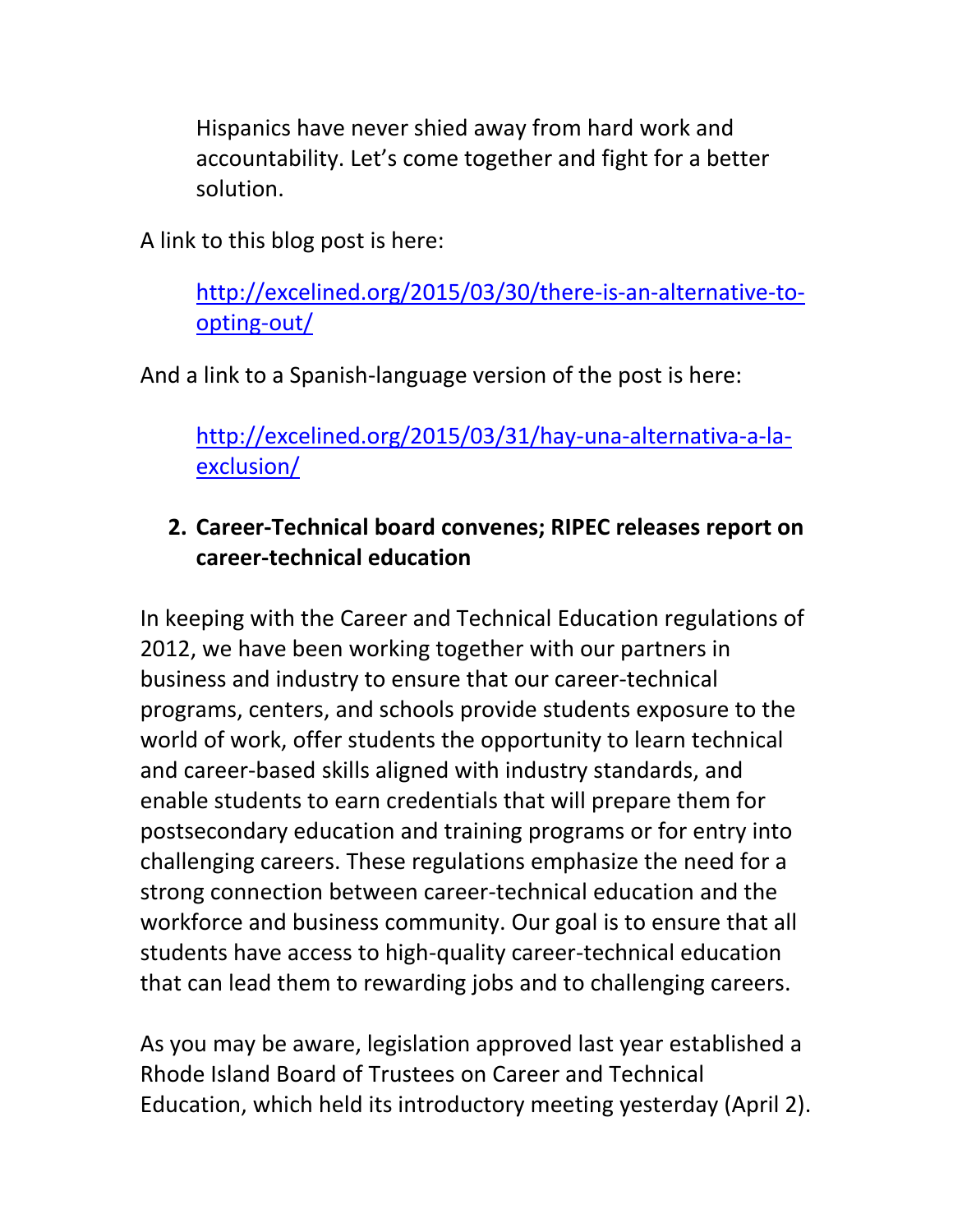Hispanics have never shied away from hard work and accountability. Let's come together and fight for a better solution.

A link to this blog post is here:

[http://excelined.org/2015/03/30/there-is-an-alternative-to-opting-out/](http://excelined.org/2015/03/30/there-is-an-alternative-to-opting-out/)

And a link to a Spanish-language version of the post is here:

[http://excelined.org/2015/03/31/hay-una-alternativa-a-la-exclusion/](http://excelined.org/2015/03/31/hay-una-alternativa-a-la-exclusion/)

2. **Career-Technical board convenes; RIPEC releases report on career-technical education**

In keeping with the Career and Technical Education regulations of 2012, we have been working together with our partners in business and industry to ensure that our career-technical programs, centers, and schools provide students exposure to the world of work, offer students the opportunity to learn technical and career-based skills aligned with industry standards, and enable students to earn credentials that will prepare them for postsecondary education and training programs or for entry into challenging careers. These regulations emphasize the need for a strong connection between career-technical education and the workforce and business community. Our goal is to ensure that all students have access to high-quality career-technical education that can lead them to rewarding jobs and to challenging careers.

As you may be aware, legislation approved last year established a Rhode Island Board of Trustees on Career and Technical Education, which held its introductory meeting yesterday (April 2).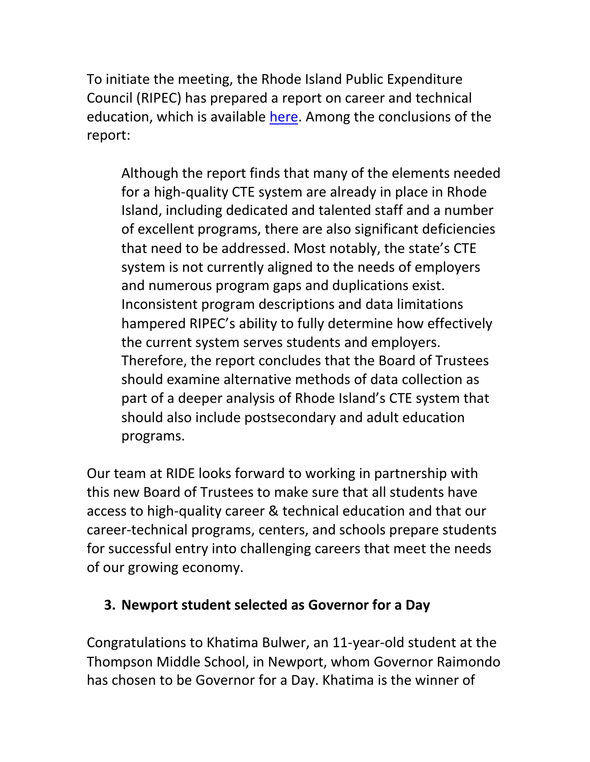To initiate the meeting, the Rhode Island Public Expenditure Council (RIPEC) has prepared a report on career and technical education, which is available here. Among the conclusions of the report:

> Although the report finds that many of the elements needed for a high-quality CTE system are already in place in Rhode Island, including dedicated and talented staff and a number of excellent programs, there are also significant deficiencies that need to be addressed. Most notably, the state's CTE system is not currently aligned to the needs of employers and numerous program gaps and duplications exist. Inconsistent program descriptions and data limitations hampered RIPEC's ability to fully determine how effectively the current system serves students and employers. Therefore, the report concludes that the Board of Trustees should examine alternative methods of data collection as part of a deeper analysis of Rhode Island's CTE system that should also include postsecondary and adult education programs.

Our team at RIDE looks forward to working in partnership with this new Board of Trustees to make sure that all students have access to high-quality career & technical education and that our career-technical programs, centers, and schools prepare students for successful entry into challenging careers that meet the needs of our growing economy.

3. **Newport student selected as Governor for a Day**

Congratulations to Khatima Bulwer, an 11-year-old student at the Thompson Middle School, in Newport, whom Governor Raimondo has chosen to be Governor for a Day. Khatima is the winner of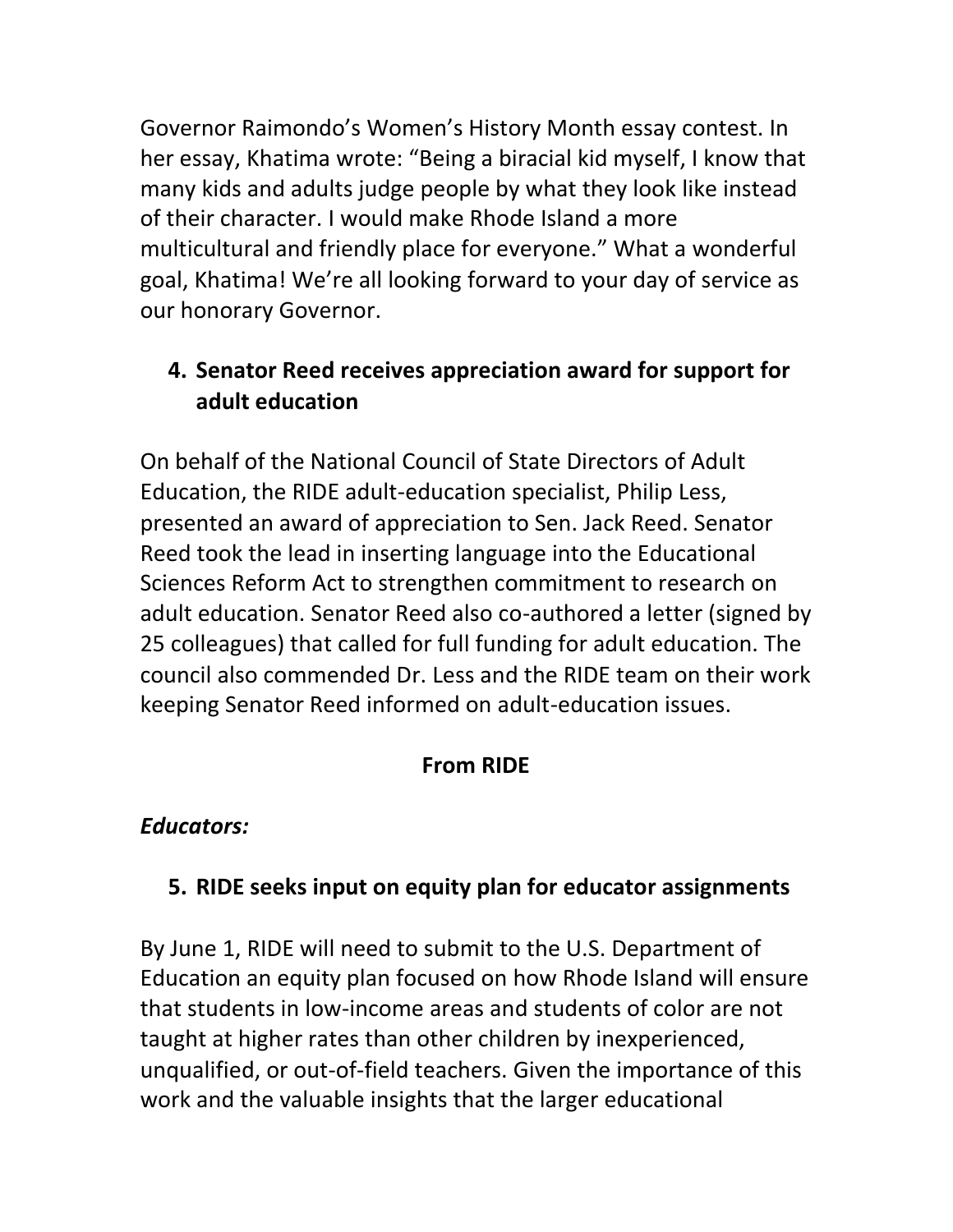Governor Raimondo's Women's History Month essay contest. In her essay, Khatima wrote: "Being a biracial kid myself, I know that many kids and adults judge people by what they look like instead of their character. I would make Rhode Island a more multicultural and friendly place for everyone." What a wonderful goal, Khatima! We're all looking forward to your day of service as our honorary Governor.

4. **Senator Reed receives appreciation award for support for adult education**

On behalf of the National Council of State Directors of Adult Education, the RIDE adult-education specialist, Philip Less, presented an award of appreciation to Sen. Jack Reed. Senator Reed took the lead in inserting language into the Educational Sciences Reform Act to strengthen commitment to research on adult education. Senator Reed also co-authored a letter (signed by 25 colleagues) that called for full funding for adult education. The council also commended Dr. Less and the RIDE team on their work keeping Senator Reed informed on adult-education issues.

## From RIDE

***Educators:***

5. **RIDE seeks input on equity plan for educator assignments**

By June 1, RIDE will need to submit to the U.S. Department of Education an equity plan focused on how Rhode Island will ensure that students in low-income areas and students of color are not taught at higher rates than other children by inexperienced, unqualified, or out-of-field teachers. Given the importance of this work and the valuable insights that the larger educational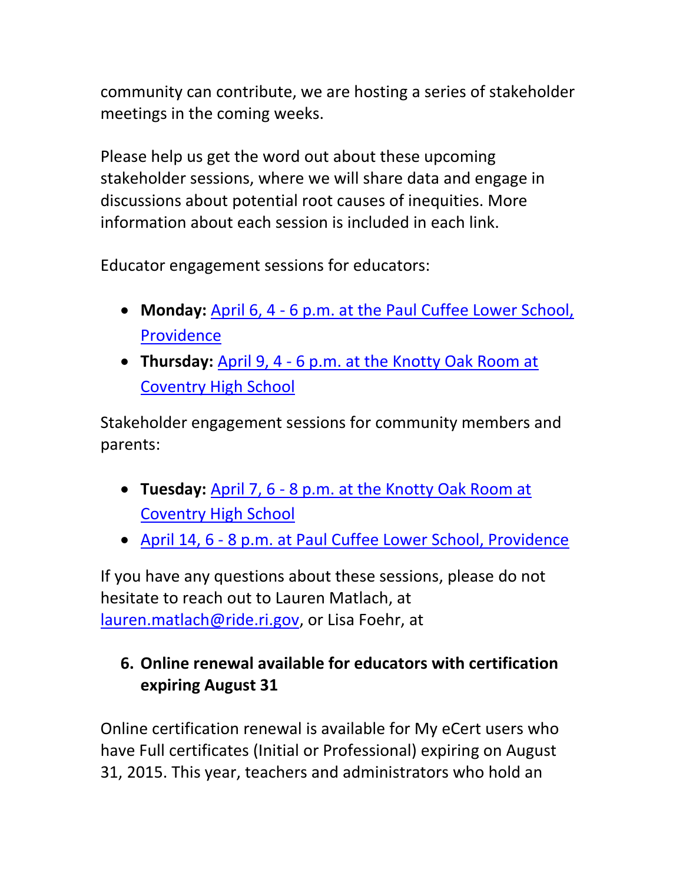community can contribute, we are hosting a series of stakeholder meetings in the coming weeks.

Please help us get the word out about these upcoming stakeholder sessions, where we will share data and engage in discussions about potential root causes of inequities. More information about each session is included in each link.

Educator engagement sessions for educators:

- **Monday:** April 6, 4 - 6 p.m. at the Paul Cuffee Lower School, Providence
- **Thursday:** April 9, 4 - 6 p.m. at the Knotty Oak Room at Coventry High School

Stakeholder engagement sessions for community members and parents:

- **Tuesday:** April 7, 6 - 8 p.m. at the Knotty Oak Room at Coventry High School
- April 14, 6 - 8 p.m. at Paul Cuffee Lower School, Providence

If you have any questions about these sessions, please do not hesitate to reach out to Lauren Matlach, at lauren.matlach@ride.ri.gov, or Lisa Foehr, at

6. **Online renewal available for educators with certification expiring August 31**

Online certification renewal is available for My eCert users who have Full certificates (Initial or Professional) expiring on August 31, 2015. This year, teachers and administrators who hold an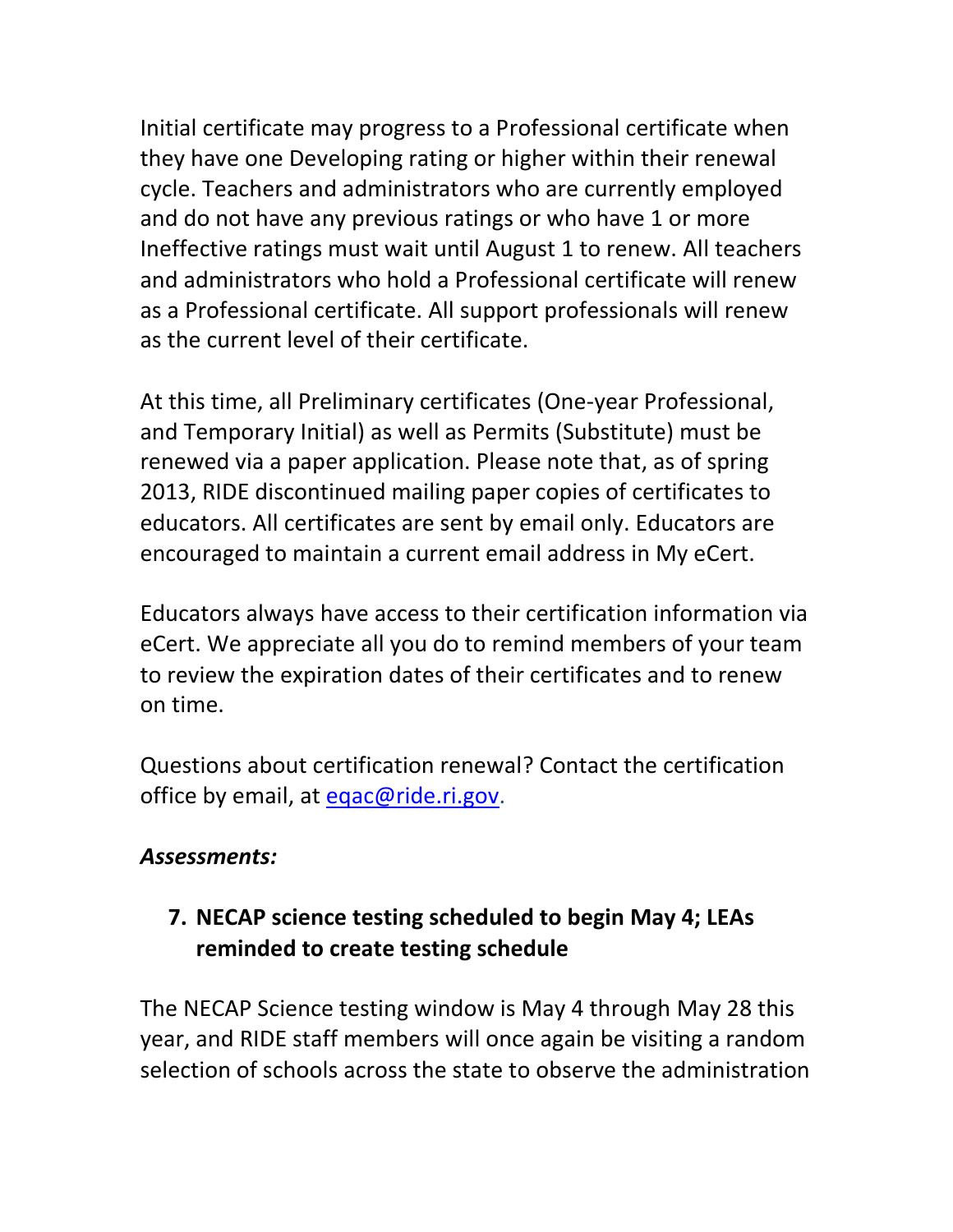Initial certificate may progress to a Professional certificate when they have one Developing rating or higher within their renewal cycle. Teachers and administrators who are currently employed and do not have any previous ratings or who have 1 or more Ineffective ratings must wait until August 1 to renew. All teachers and administrators who hold a Professional certificate will renew as a Professional certificate. All support professionals will renew as the current level of their certificate.

At this time, all Preliminary certificates (One-year Professional, and Temporary Initial) as well as Permits (Substitute) must be renewed via a paper application. Please note that, as of spring 2013, RIDE discontinued mailing paper copies of certificates to educators. All certificates are sent by email only. Educators are encouraged to maintain a current email address in My eCert.

Educators always have access to their certification information via eCert. We appreciate all you do to remind members of your team to review the expiration dates of their certificates and to renew on time.

Questions about certification renewal? Contact the certification office by email, at [eqac@ride.ri.gov](mailto:eqac@ride.ri.gov).

***Assessments:***

7. **NECAP science testing scheduled to begin May 4; LEAs reminded to create testing schedule**

The NECAP Science testing window is May 4 through May 28 this year, and RIDE staff members will once again be visiting a random selection of schools across the state to observe the administration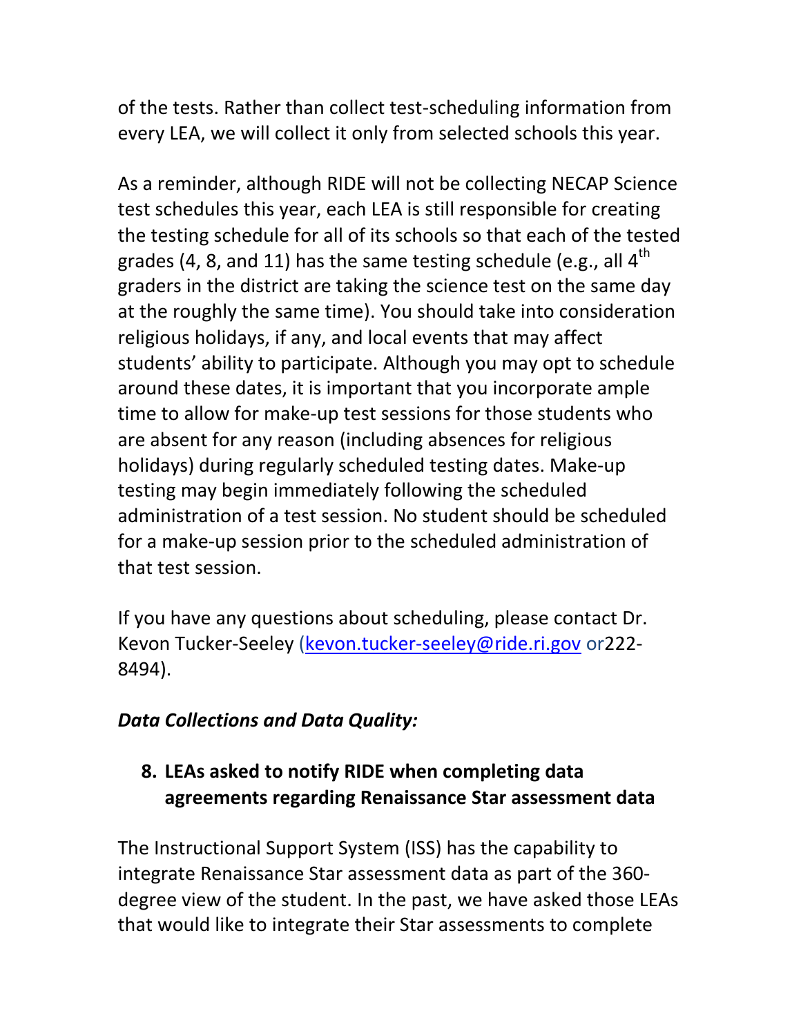of the tests. Rather than collect test-scheduling information from every LEA, we will collect it only from selected schools this year.

As a reminder, although RIDE will not be collecting NECAP Science test schedules this year, each LEA is still responsible for creating the testing schedule for all of its schools so that each of the tested grades (4, 8, and 11) has the same testing schedule (e.g., all 4th graders in the district are taking the science test on the same day at the roughly the same time). You should take into consideration religious holidays, if any, and local events that may affect students' ability to participate. Although you may opt to schedule around these dates, it is important that you incorporate ample time to allow for make-up test sessions for those students who are absent for any reason (including absences for religious holidays) during regularly scheduled testing dates. Make-up testing may begin immediately following the scheduled administration of a test session. No student should be scheduled for a make-up session prior to the scheduled administration of that test session.

If you have any questions about scheduling, please contact Dr. Kevon Tucker-Seeley (kevon.tucker-seeley@ride.ri.gov or222-8494).

***Data Collections and Data Quality:***

8. **LEAs asked to notify RIDE when completing data agreements regarding Renaissance Star assessment data**

The Instructional Support System (ISS) has the capability to integrate Renaissance Star assessment data as part of the 360-degree view of the student. In the past, we have asked those LEAs that would like to integrate their Star assessments to complete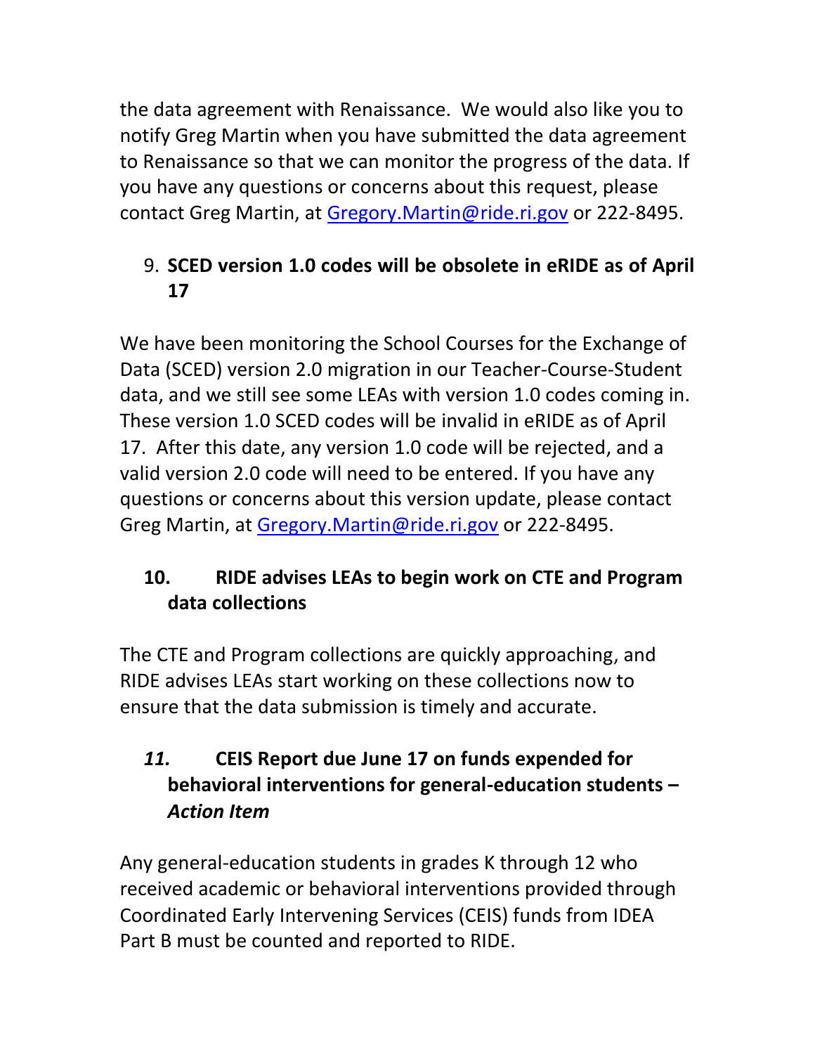the data agreement with Renaissance. We would also like you to notify Greg Martin when you have submitted the data agreement to Renaissance so that we can monitor the progress of the data. If you have any questions or concerns about this request, please contact Greg Martin, at [Gregory.Martin@ride.ri.gov](mailto:Gregory.Martin@ride.ri.gov) or 222-8495.

9. **SCED version 1.0 codes will be obsolete in eRIDE as of April 17**

We have been monitoring the School Courses for the Exchange of Data (SCED) version 2.0 migration in our Teacher-Course-Student data, and we still see some LEAs with version 1.0 codes coming in. These version 1.0 SCED codes will be invalid in eRIDE as of April 17. After this date, any version 1.0 code will be rejected, and a valid version 2.0 code will need to be entered. If you have any questions or concerns about this version update, please contact Greg Martin, at [Gregory.Martin@ride.ri.gov](mailto:Gregory.Martin@ride.ri.gov) or 222-8495.

10. **RIDE advises LEAs to begin work on CTE and Program data collections**

The CTE and Program collections are quickly approaching, and RIDE advises LEAs start working on these collections now to ensure that the data submission is timely and accurate.

11. **CEIS Report due June 17 on funds expended for behavioral interventions for general-education students – *Action Item***

Any general-education students in grades K through 12 who received academic or behavioral interventions provided through Coordinated Early Intervening Services (CEIS) funds from IDEA Part B must be counted and reported to RIDE.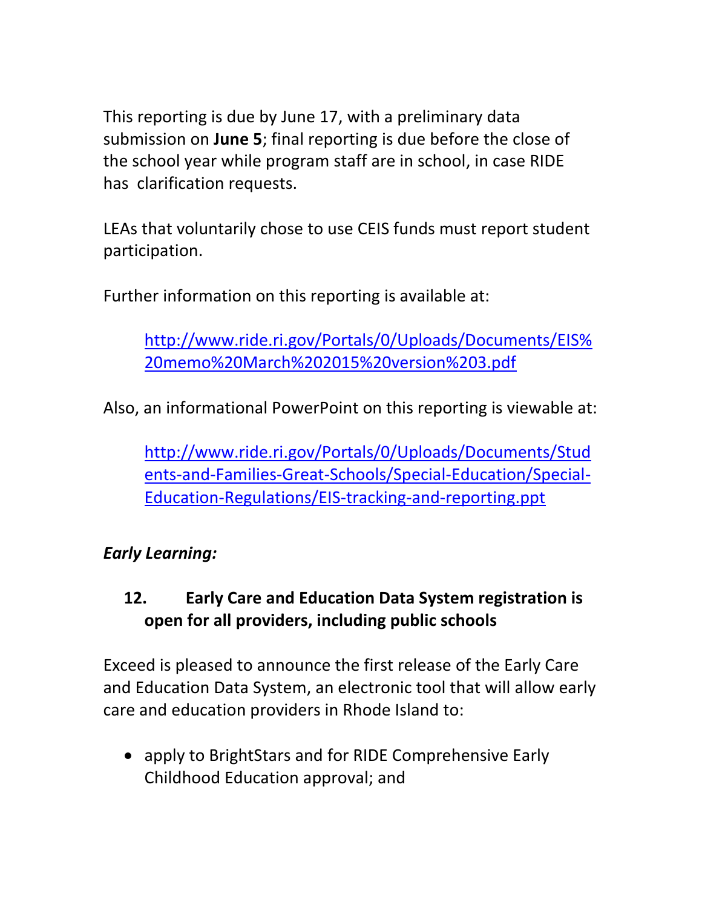This reporting is due by June 17, with a preliminary data submission on **June 5**; final reporting is due before the close of the school year while program staff are in school, in case RIDE has clarification requests.

LEAs that voluntarily chose to use CEIS funds must report student participation.

Further information on this reporting is available at:

> http://www.ride.ri.gov/Portals/0/Uploads/Documents/EIS%20memo%20March%202015%20version%203.pdf

Also, an informational PowerPoint on this reporting is viewable at:

> http://www.ride.ri.gov/Portals/0/Uploads/Documents/Students-and-Families-Great-Schools/Special-Education/Special-Education-Regulations/EIS-tracking-and-reporting.ppt

*Early Learning:*

**12. Early Care and Education Data System registration is open for all providers, including public schools**

Exceed is pleased to announce the first release of the Early Care and Education Data System, an electronic tool that will allow early care and education providers in Rhode Island to:

- apply to BrightStars and for RIDE Comprehensive Early Childhood Education approval; and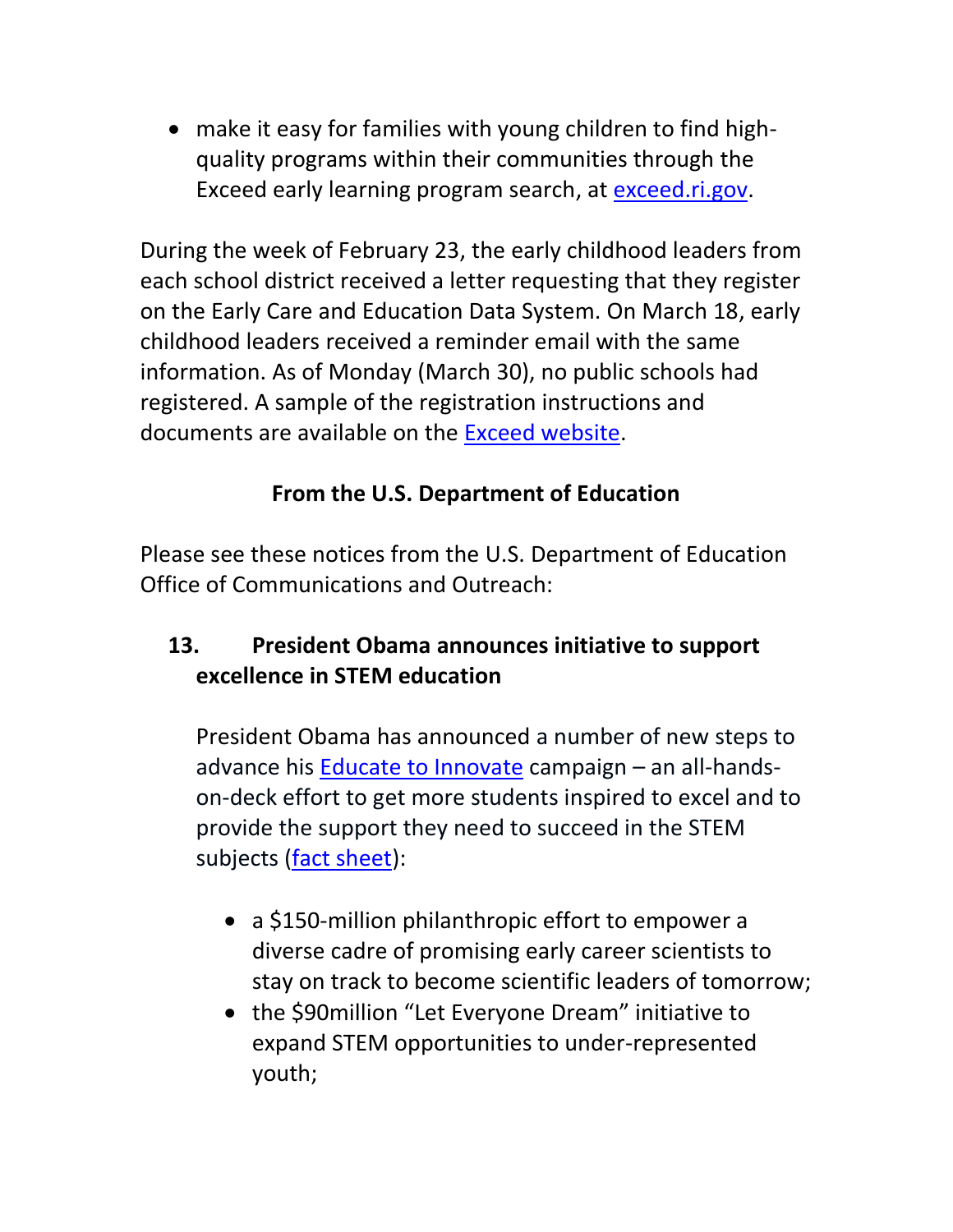- make it easy for families with young children to find high-quality programs within their communities through the Exceed early learning program search, at exceed.ri.gov.

During the week of February 23, the early childhood leaders from each school district received a letter requesting that they register on the Early Care and Education Data System. On March 18, early childhood leaders received a reminder email with the same information. As of Monday (March 30), no public schools had registered. A sample of the registration instructions and documents are available on the Exceed website.

**From the U.S. Department of Education**

Please see these notices from the U.S. Department of Education Office of Communications and Outreach:

**13. President Obama announces initiative to support excellence in STEM education**

President Obama has announced a number of new steps to advance his Educate to Innovate campaign – an all-hands-on-deck effort to get more students inspired to excel and to provide the support they need to succeed in the STEM subjects (fact sheet):

- a $150-million philanthropic effort to empower a diverse cadre of promising early career scientists to stay on track to become scientific leaders of tomorrow;
- the $90million "Let Everyone Dream" initiative to expand STEM opportunities to under-represented youth;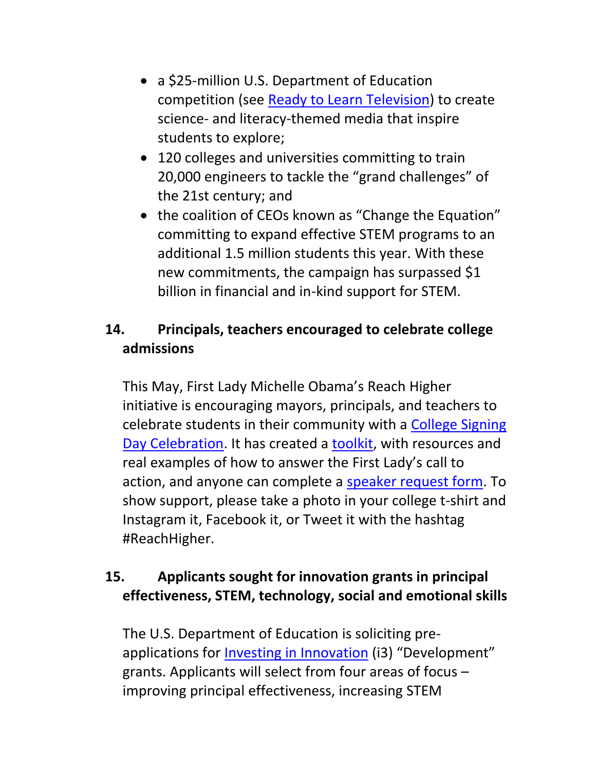- a $25-million U.S. Department of Education competition (see Ready to Learn Television) to create science- and literacy-themed media that inspire students to explore;
- 120 colleges and universities committing to train 20,000 engineers to tackle the "grand challenges" of the 21st century; and
- the coalition of CEOs known as "Change the Equation" committing to expand effective STEM programs to an additional 1.5 million students this year. With these new commitments, the campaign has surpassed $1 billion in financial and in-kind support for STEM.

## 14. Principals, teachers encouraged to celebrate college admissions

This May, First Lady Michelle Obama's Reach Higher initiative is encouraging mayors, principals, and teachers to celebrate students in their community with a College Signing Day Celebration. It has created a toolkit, with resources and real examples of how to answer the First Lady's call to action, and anyone can complete a speaker request form. To show support, please take a photo in your college t-shirt and Instagram it, Facebook it, or Tweet it with the hashtag #ReachHigher.

## 15. Applicants sought for innovation grants in principal effectiveness, STEM, technology, social and emotional skills

The U.S. Department of Education is soliciting pre-applications for Investing in Innovation (i3) "Development" grants. Applicants will select from four areas of focus – improving principal effectiveness, increasing STEM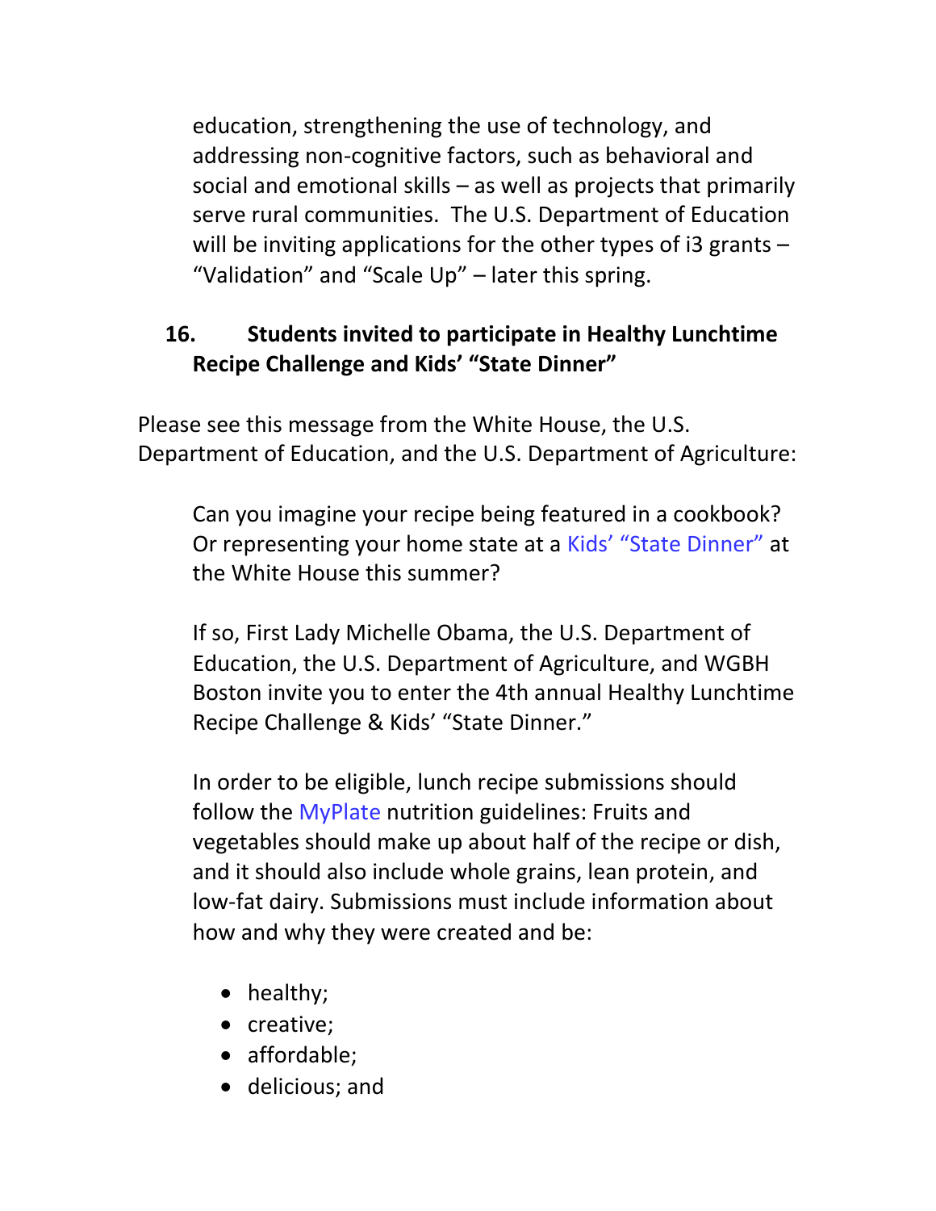education, strengthening the use of technology, and addressing non-cognitive factors, such as behavioral and social and emotional skills – as well as projects that primarily serve rural communities. The U.S. Department of Education will be inviting applications for the other types of i3 grants – "Validation" and "Scale Up" – later this spring.

### 16. Students invited to participate in Healthy Lunchtime Recipe Challenge and Kids' "State Dinner"

Please see this message from the White House, the U.S. Department of Education, and the U.S. Department of Agriculture:

> Can you imagine your recipe being featured in a cookbook? Or representing your home state at a Kids' "State Dinner" at the White House this summer?
>
> If so, First Lady Michelle Obama, the U.S. Department of Education, the U.S. Department of Agriculture, and WGBH Boston invite you to enter the 4th annual Healthy Lunchtime Recipe Challenge & Kids' "State Dinner."
>
> In order to be eligible, lunch recipe submissions should follow the MyPlate nutrition guidelines: Fruits and vegetables should make up about half of the recipe or dish, and it should also include whole grains, lean protein, and low-fat dairy. Submissions must include information about how and why they were created and be:
>
> - healthy;
> - creative;
> - affordable;
> - delicious; and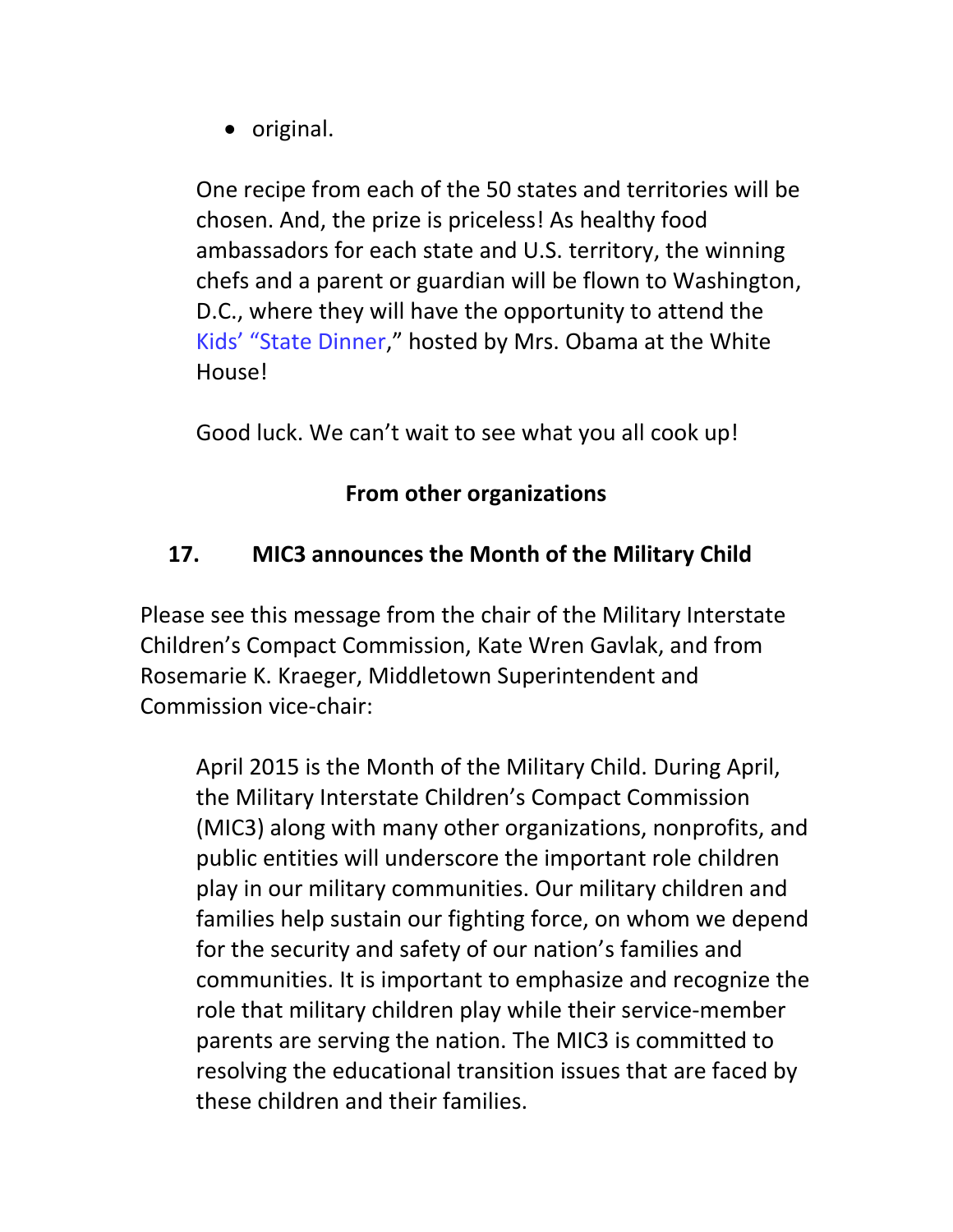- original.

One recipe from each of the 50 states and territories will be chosen. And, the prize is priceless! As healthy food ambassadors for each state and U.S. territory, the winning chefs and a parent or guardian will be flown to Washington, D.C., where they will have the opportunity to attend the Kids' "State Dinner," hosted by Mrs. Obama at the White House!

Good luck. We can't wait to see what you all cook up!

**From other organizations**

## 17. MIC3 announces the Month of the Military Child

Please see this message from the chair of the Military Interstate Children's Compact Commission, Kate Wren Gavlak, and from Rosemarie K. Kraeger, Middletown Superintendent and Commission vice-chair:

April 2015 is the Month of the Military Child. During April, the Military Interstate Children's Compact Commission (MIC3) along with many other organizations, nonprofits, and public entities will underscore the important role children play in our military communities. Our military children and families help sustain our fighting force, on whom we depend for the security and safety of our nation's families and communities. It is important to emphasize and recognize the role that military children play while their service-member parents are serving the nation. The MIC3 is committed to resolving the educational transition issues that are faced by these children and their families.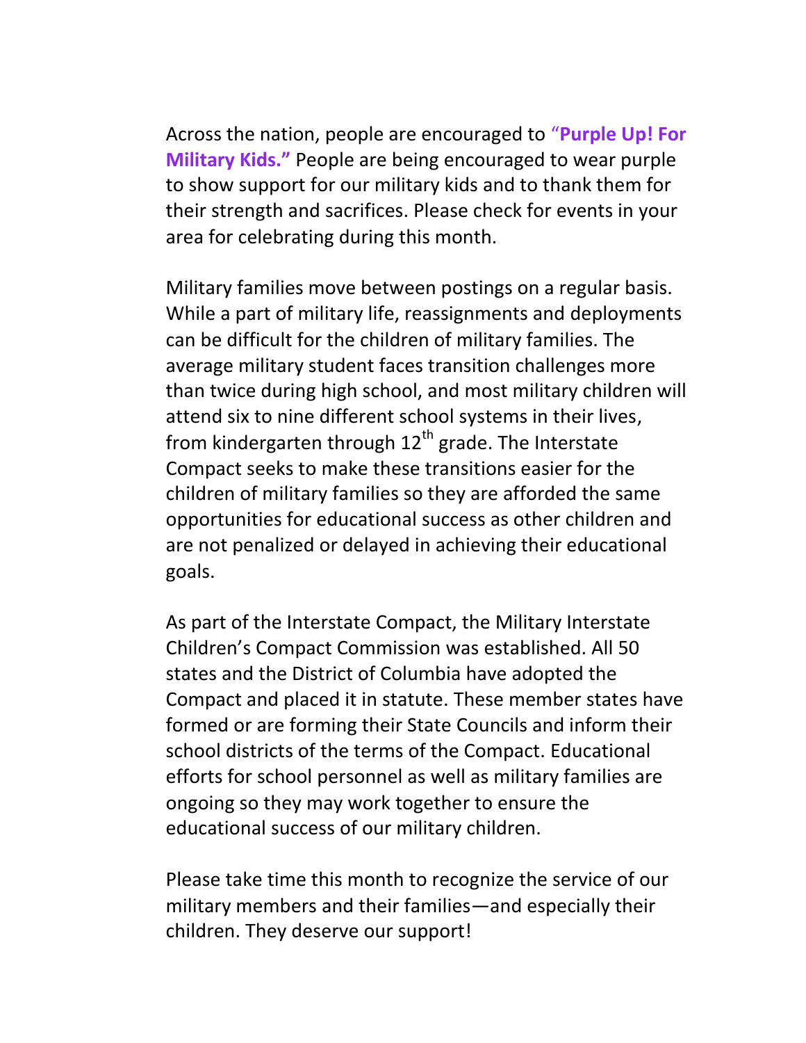Across the nation, people are encouraged to **"Purple Up! For Military Kids."** People are being encouraged to wear purple to show support for our military kids and to thank them for their strength and sacrifices. Please check for events in your area for celebrating during this month.

Military families move between postings on a regular basis. While a part of military life, reassignments and deployments can be difficult for the children of military families. The average military student faces transition challenges more than twice during high school, and most military children will attend six to nine different school systems in their lives, from kindergarten through 12th grade. The Interstate Compact seeks to make these transitions easier for the children of military families so they are afforded the same opportunities for educational success as other children and are not penalized or delayed in achieving their educational goals.

As part of the Interstate Compact, the Military Interstate Children's Compact Commission was established. All 50 states and the District of Columbia have adopted the Compact and placed it in statute. These member states have formed or are forming their State Councils and inform their school districts of the terms of the Compact. Educational efforts for school personnel as well as military families are ongoing so they may work together to ensure the educational success of our military children.

Please take time this month to recognize the service of our military members and their families—and especially their children. They deserve our support!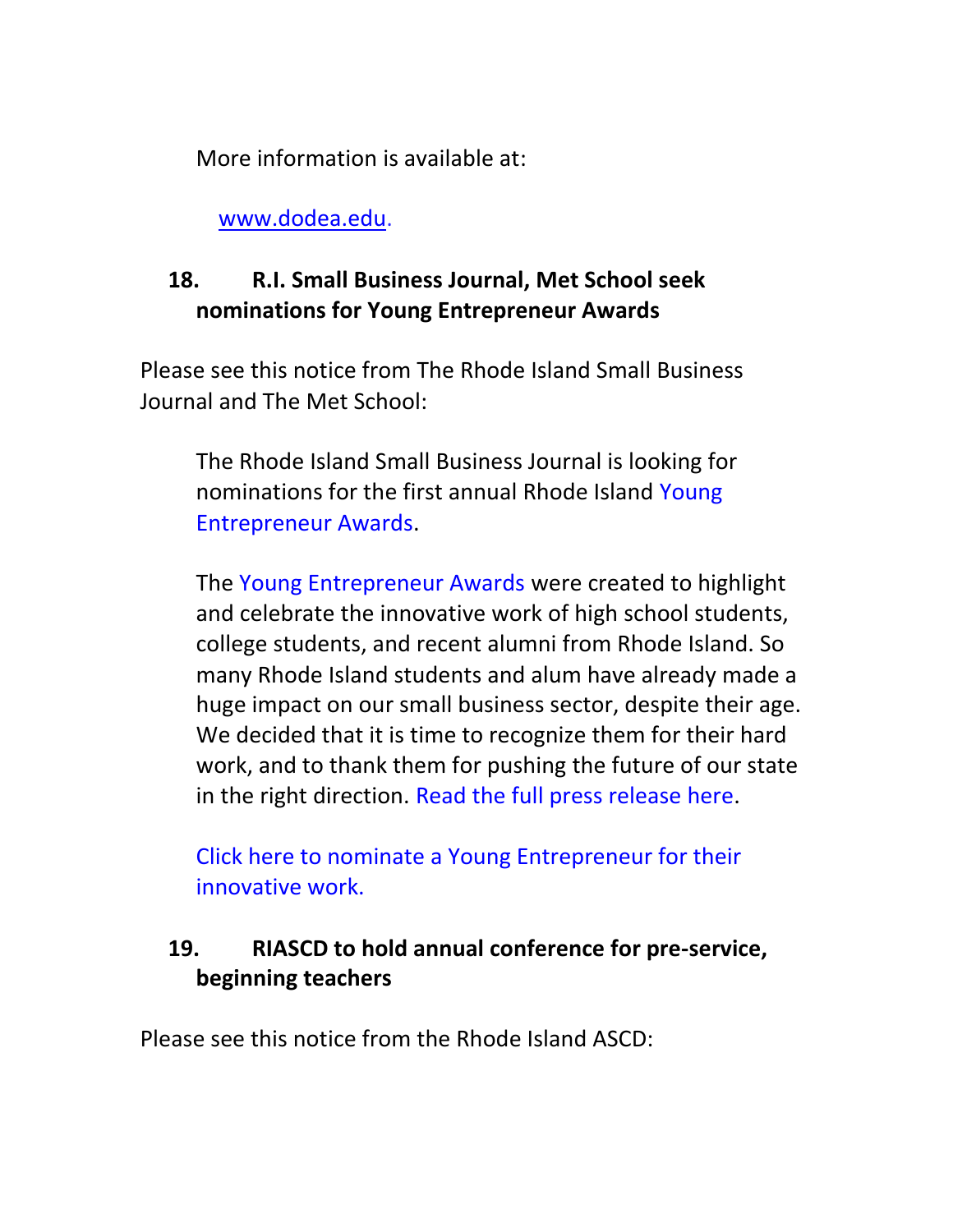More information is available at:

www.dodea.edu.

### 18. R.I. Small Business Journal, Met School seek nominations for Young Entrepreneur Awards

Please see this notice from The Rhode Island Small Business Journal and The Met School:

> The Rhode Island Small Business Journal is looking for nominations for the first annual Rhode Island Young Entrepreneur Awards.
>
> The Young Entrepreneur Awards were created to highlight and celebrate the innovative work of high school students, college students, and recent alumni from Rhode Island. So many Rhode Island students and alum have already made a huge impact on our small business sector, despite their age. We decided that it is time to recognize them for their hard work, and to thank them for pushing the future of our state in the right direction. Read the full press release here.
>
> Click here to nominate a Young Entrepreneur for their innovative work.

### 19. RIASCD to hold annual conference for pre-service, beginning teachers

Please see this notice from the Rhode Island ASCD: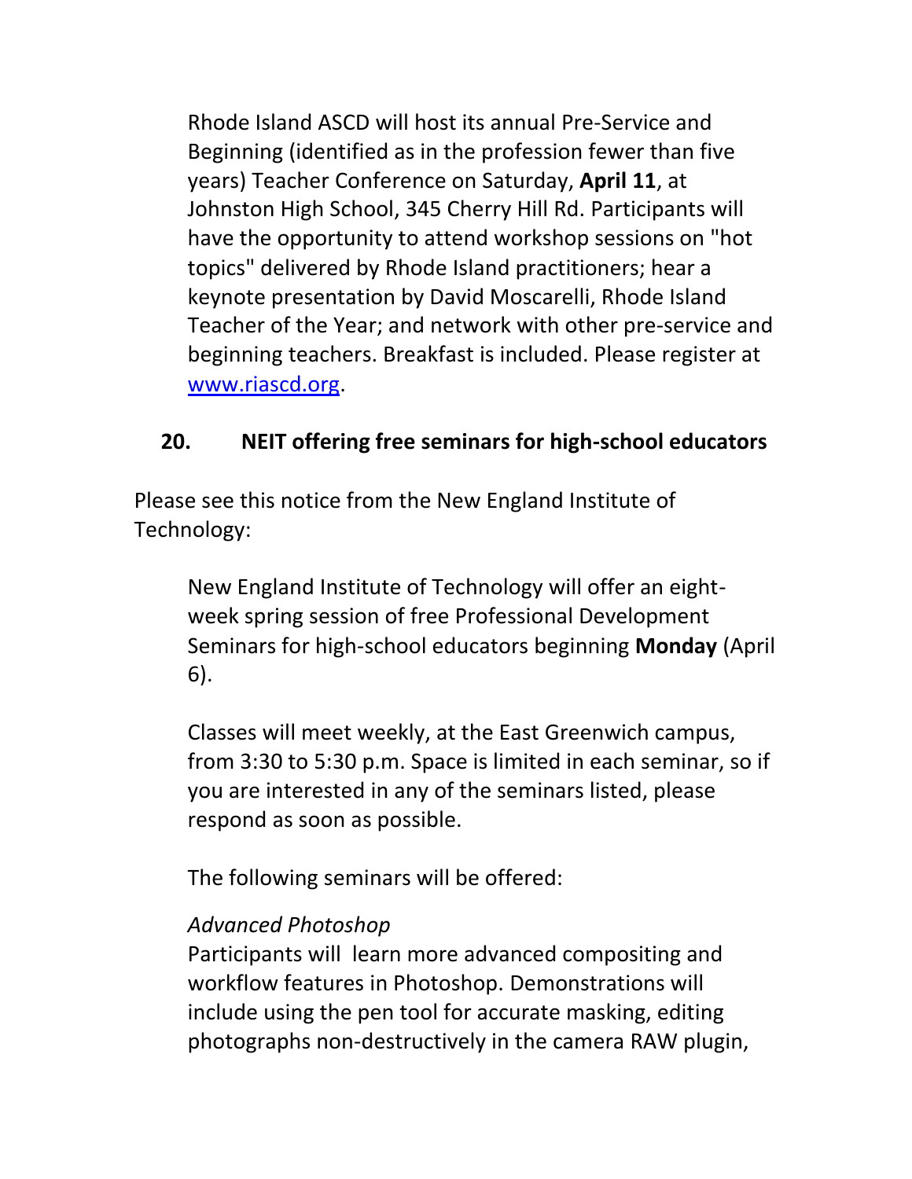> Rhode Island ASCD will host its annual Pre-Service and Beginning (identified as in the profession fewer than five years) Teacher Conference on Saturday, **April 11**, at Johnston High School, 345 Cherry Hill Rd. Participants will have the opportunity to attend workshop sessions on "hot topics" delivered by Rhode Island practitioners; hear a keynote presentation by David Moscarelli, Rhode Island Teacher of the Year; and network with other pre-service and beginning teachers. Breakfast is included. Please register at [www.riascd.org](http://www.riascd.org).

### 20. NEIT offering free seminars for high-school educators

Please see this notice from the New England Institute of Technology:

> New England Institute of Technology will offer an eight-week spring session of free Professional Development Seminars for high-school educators beginning **Monday** (April 6).
>
> Classes will meet weekly, at the East Greenwich campus, from 3:30 to 5:30 p.m. Space is limited in each seminar, so if you are interested in any of the seminars listed, please respond as soon as possible.
>
> The following seminars will be offered:
>
> *Advanced Photoshop*
> Participants will learn more advanced compositing and workflow features in Photoshop. Demonstrations will include using the pen tool for accurate masking, editing photographs non-destructively in the camera RAW plugin,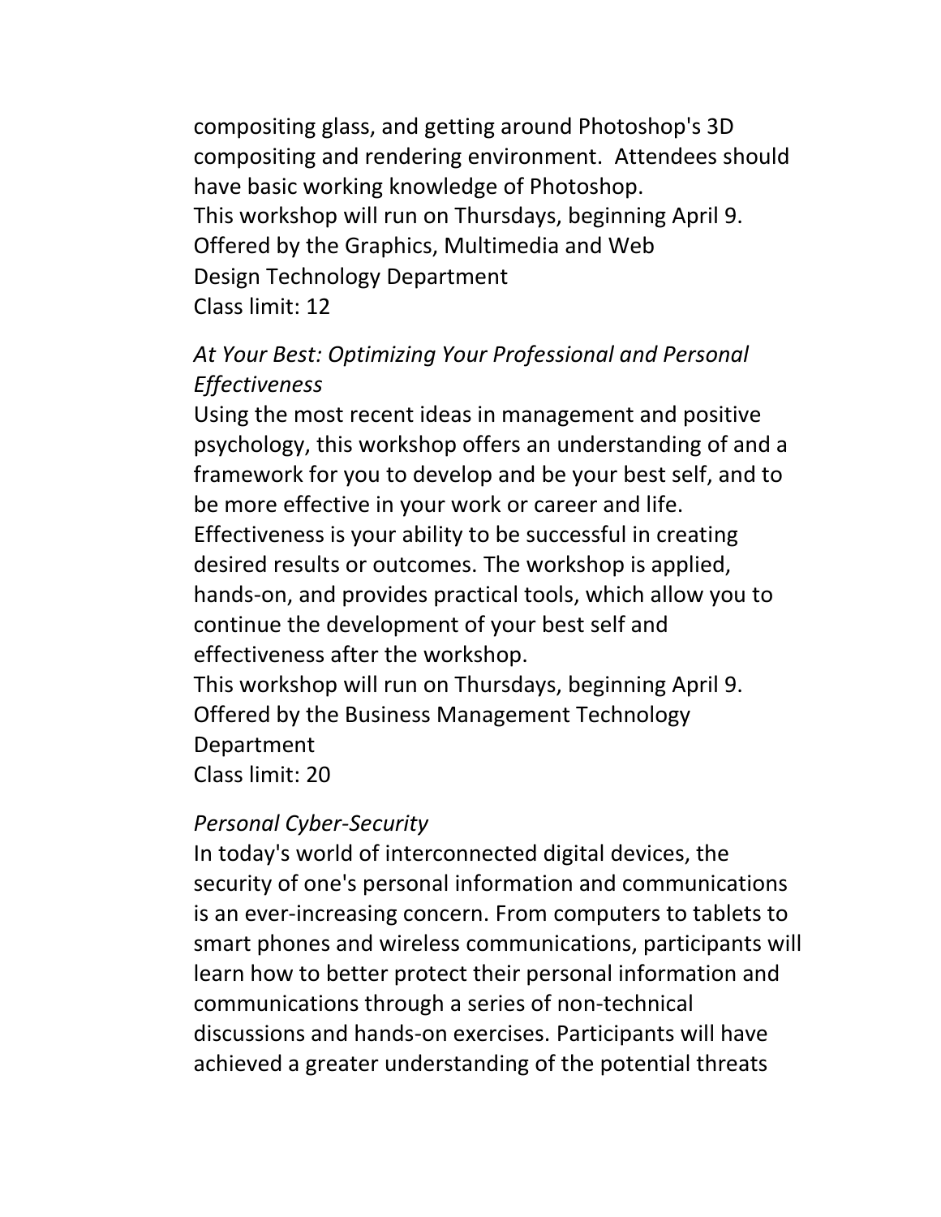compositing glass, and getting around Photoshop's 3D compositing and rendering environment.  Attendees should have basic working knowledge of Photoshop.
This workshop will run on Thursdays, beginning April 9.
Offered by the Graphics, Multimedia and Web Design Technology Department
Class limit: 12

*At Your Best: Optimizing Your Professional and Personal Effectiveness*
Using the most recent ideas in management and positive psychology, this workshop offers an understanding of and a framework for you to develop and be your best self, and to be more effective in your work or career and life. Effectiveness is your ability to be successful in creating desired results or outcomes. The workshop is applied, hands-on, and provides practical tools, which allow you to continue the development of your best self and effectiveness after the workshop.
This workshop will run on Thursdays, beginning April 9.
Offered by the Business Management Technology Department
Class limit: 20

*Personal Cyber-Security*
In today's world of interconnected digital devices, the security of one's personal information and communications is an ever-increasing concern. From computers to tablets to smart phones and wireless communications, participants will learn how to better protect their personal information and communications through a series of non-technical discussions and hands-on exercises. Participants will have achieved a greater understanding of the potential threats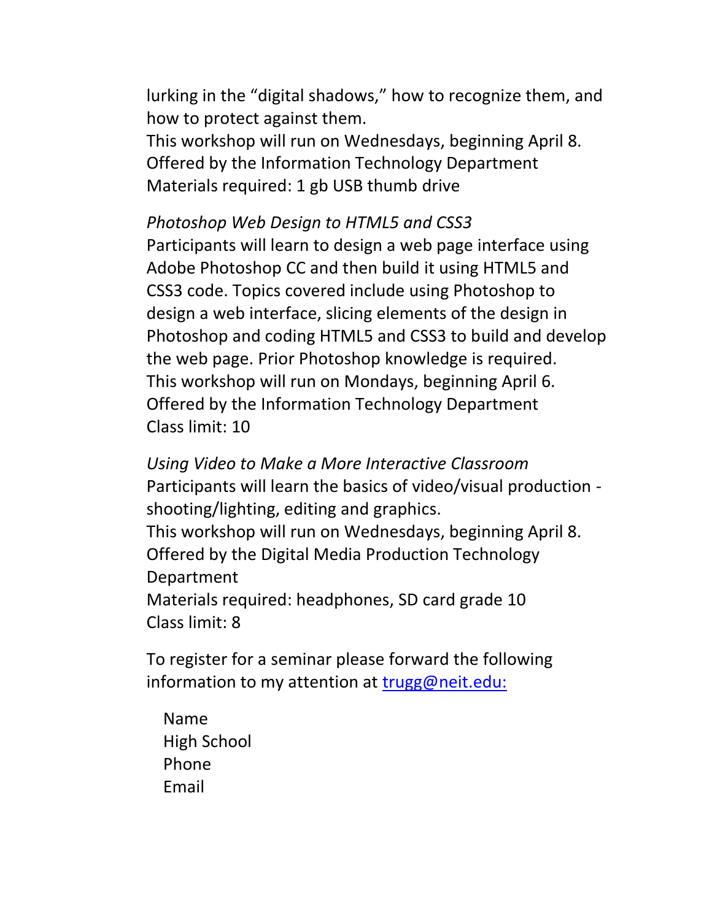lurking in the “digital shadows,” how to recognize them, and how to protect against them.
This workshop will run on Wednesdays, beginning April 8.
Offered by the Information Technology Department
Materials required: 1 gb USB thumb drive

*Photoshop Web Design to HTML5 and CSS3*
Participants will learn to design a web page interface using Adobe Photoshop CC and then build it using HTML5 and CSS3 code. Topics covered include using Photoshop to design a web interface, slicing elements of the design in Photoshop and coding HTML5 and CSS3 to build and develop the web page. Prior Photoshop knowledge is required.
This workshop will run on Mondays, beginning April 6.
Offered by the Information Technology Department
Class limit: 10

*Using Video to Make a More Interactive Classroom*
Participants will learn the basics of video/visual production - shooting/lighting, editing and graphics.
This workshop will run on Wednesdays, beginning April 8.
Offered by the Digital Media Production Technology Department
Materials required: headphones, SD card grade 10
Class limit: 8

To register for a seminar please forward the following information to my attention at trugg@neit.edu:

Name
High School
Phone
Email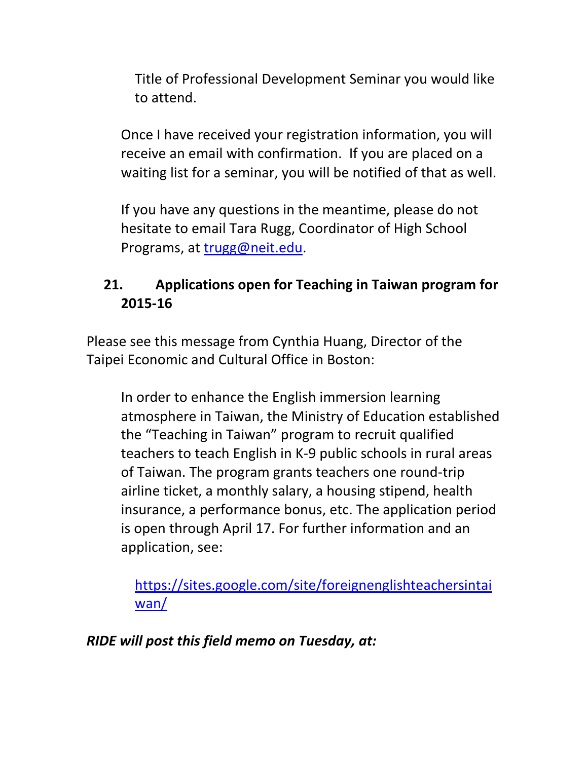Title of Professional Development Seminar you would like to attend.

Once I have received your registration information, you will receive an email with confirmation.  If you are placed on a waiting list for a seminar, you will be notified of that as well.

If you have any questions in the meantime, please do not hesitate to email Tara Rugg, Coordinator of High School Programs, at trugg@neit.edu.

## 21. Applications open for Teaching in Taiwan program for 2015-16

Please see this message from Cynthia Huang, Director of the Taipei Economic and Cultural Office in Boston:

> In order to enhance the English immersion learning atmosphere in Taiwan, the Ministry of Education established the "Teaching in Taiwan" program to recruit qualified teachers to teach English in K-9 public schools in rural areas of Taiwan. The program grants teachers one round-trip airline ticket, a monthly salary, a housing stipend, health insurance, a performance bonus, etc. The application period is open through April 17. For further information and an application, see:
>
> https://sites.google.com/site/foreignenglishteachersintaiwan/

***RIDE will post this field memo on Tuesday, at:***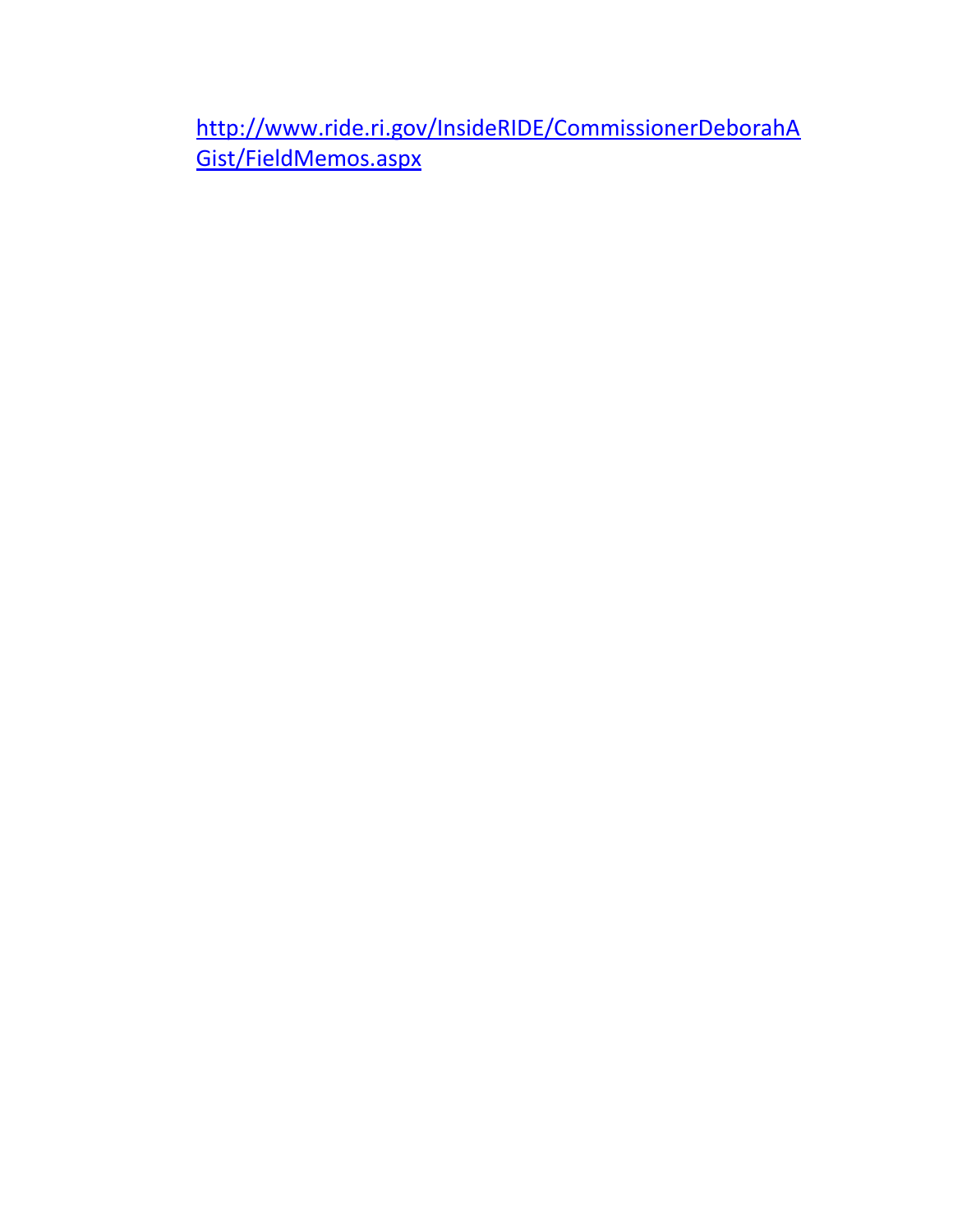[http://www.ride.ri.gov/InsideRIDE/CommissionerDeborahAGist/FieldMemos.aspx](http://www.ride.ri.gov/InsideRIDE/CommissionerDeborahAGist/FieldMemos.aspx)